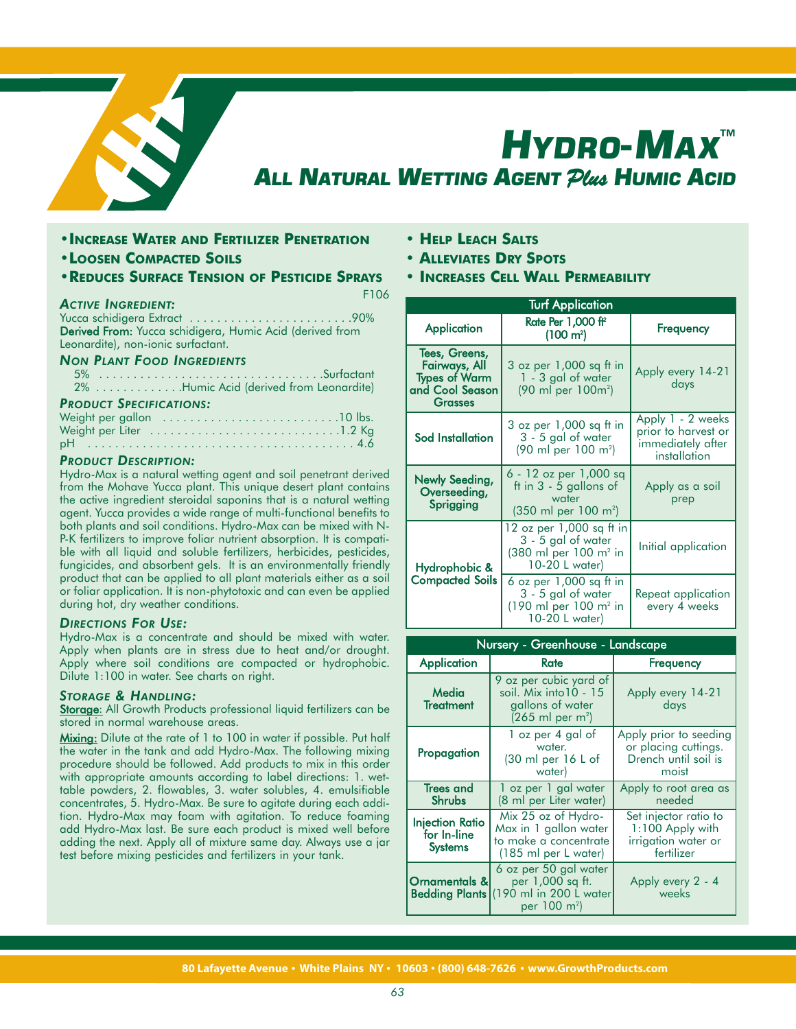# HYDRO-MAX™

## ALL NATURAL WETTING AGENT *Plus* HUMIC ACID

- **INCREASE WATER AND FERTILIZER PENETRATION**
- **LOOSEN COMPACTED SOILS**
- **REDUCES SURFACE TENSION OF PESTICIDE SPRAYS**
- **HELP LEACH SALTS**
- **ALLEVIATES DRY SPOTS**
- **INCREASES CELL WALL PERMEABILITY**

F106

### *ACTIVE INGREDIENT:*

Yucca schidigera Extract . . . . . . . . . . . . . . . . . . . . . . . .90%
**Derived From:** Yucca schidigera, Humic Acid (derived from Leonardite), non-ionic surfactant.

### *NON PLANT FOOD INGREDIENTS*

5% . . . . . . . . . . . . . . . . . . . . . . . . . . . . . . . . .Surfactant
2% . . . . . . . . . . . . .Humic Acid (derived from Leonardite)

### *PRODUCT SPECIFICATIONS:*

Weight per gallon . . . . . . . . . . . . . . . . . . . . . . . . . .10 lbs.
Weight per Liter . . . . . . . . . . . . . . . . . . . . . . . . . . . .1.2 Kg
pH . . . . . . . . . . . . . . . . . . . . . . . . . . . . . . . . . . . . . . . 4.6

### *PRODUCT DESCRIPTION:*

Hydro-Max is a natural wetting agent and soil penetrant derived from the Mohave Yucca plant. This unique desert plant contains the active ingredient steroidal saponins that is a natural wetting agent. Yucca provides a wide range of multi-functional benefits to both plants and soil conditions. Hydro-Max can be mixed with N-P-K fertilizers to improve foliar nutrient absorption. It is compatible with all liquid and soluble fertilizers, herbicides, pesticides, fungicides, and absorbent gels. It is an environmentally friendly product that can be applied to all plant materials either as a soil or foliar application. It is non-phytotoxic and can even be applied during hot, dry weather conditions.

### *DIRECTIONS FOR USE:*

Hydro-Max is a concentrate and should be mixed with water. Apply when plants are in stress due to heat and/or drought. Apply where soil conditions are compacted or hydrophobic. Dilute 1:100 in water. See charts on right.

### *STORAGE & HANDLING:*

Storage: All Growth Products professional liquid fertilizers can be stored in normal warehouse areas.

Mixing: Dilute at the rate of 1 to 100 in water if possible. Put half the water in the tank and add Hydro-Max. The following mixing procedure should be followed. Add products to mix in this order with appropriate amounts according to label directions: 1. wettable powders, 2. flowables, 3. water solubles, 4. emulsifiable concentrates, 5. Hydro-Max. Be sure to agitate during each addition. Hydro-Max may foam with agitation. To reduce foaming add Hydro-Max last. Be sure each product is mixed well before adding the next. Apply all of mixture same day. Always use a jar test before mixing pesticides and fertilizers in your tank.

**Turf Application**

| Application | Rate Per 1,000 ft² (100 m²) | Frequency |
|---|---|---|
| Tees, Greens, Fairways, All Types of Warm and Cool Season Grasses | 3 oz per 1,000 sq ft in 1 - 3 gal of water (90 ml per 100m²) | Apply every 14-21 days |
| Sod Installation | 3 oz per 1,000 sq ft in 3 - 5 gal of water (90 ml per 100 m²) | Apply 1 - 2 weeks prior to harvest or immediately after installation |
| Newly Seeding, Overseeding, Sprigging | 6 - 12 oz per 1,000 sq ft in 3 - 5 gallons of water (350 ml per 100 m²) | Apply as a soil prep |
| Hydrophobic & Compacted Soils | 12 oz per 1,000 sq ft in 3 - 5 gal of water (380 ml per 100 m² in 10-20 L water) | Initial application |
| | 6 oz per 1,000 sq ft in 3 - 5 gal of water (190 ml per 100 m² in 10-20 L water) | Repeat application every 4 weeks |

**Nursery - Greenhouse - Landscape**

| Application | Rate | Frequency |
|---|---|---|
| Media Treatment | 9 oz per cubic yard of soil. Mix into10 - 15 gallons of water (265 ml per m³) | Apply every 14-21 days |
| Propagation | 1 oz per 4 gal of water. (30 ml per 16 L of water) | Apply prior to seeding or placing cuttings. Drench until soil is moist |
| Trees and Shrubs | 1 oz per 1 gal water (8 ml per Liter water) | Apply to root area as needed |
| Injection Ratio for In-line Systems | Mix 25 oz of Hydro-Max in 1 gallon water to make a concentrate (185 ml per L water) | Set injector ratio to 1:100 Apply with irrigation water or fertilizer |
| Ornamentals & Bedding Plants | 6 oz per 50 gal water per 1,000 sq ft. (190 ml in 200 L water per 100 m²) | Apply every 2 - 4 weeks |

80 Lafayette Avenue • White Plains NY • 10603 • (800) 648-7626 • www.GrowthProducts.com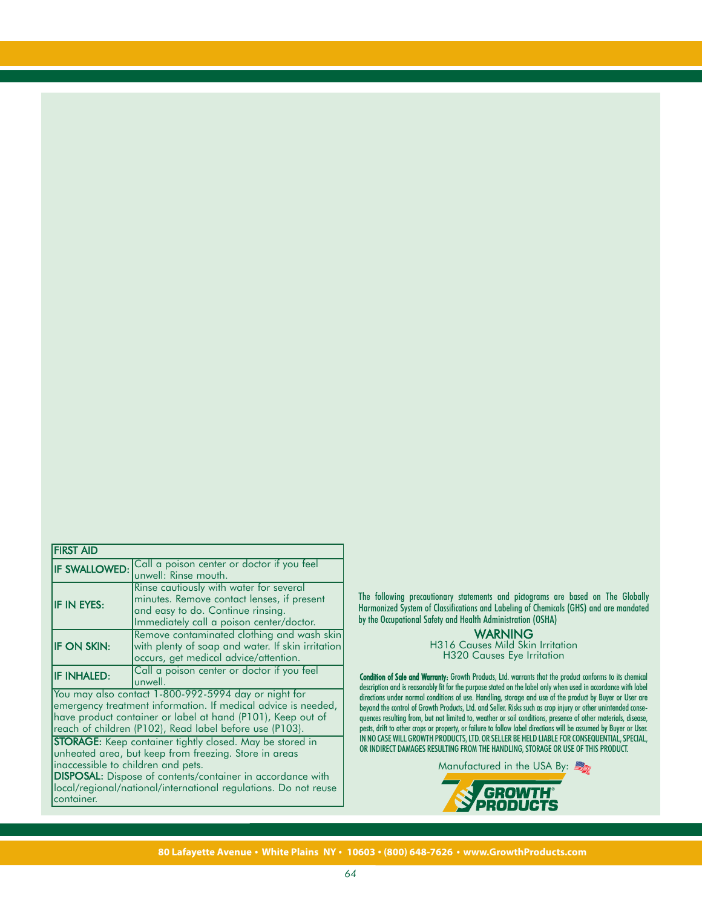| FIRST AID | |
|---|---|
| IF SWALLOWED: | Call a poison center or doctor if you feel unwell: Rinse mouth. |
| IF IN EYES: | Rinse cautiously with water for several minutes. Remove contact lenses, if present and easy to do. Continue rinsing. Immediately call a poison center/doctor. |
| IF ON SKIN: | Remove contaminated clothing and wash skin with plenty of soap and water. If skin irritation occurs, get medical advice/attention. |
| IF INHALED: | Call a poison center or doctor if you feel unwell. |

You may also contact 1-800-992-5994 day or night for emergency treatment information. If medical advice is needed, have product container or label at hand (P101), Keep out of reach of children (P102), Read label before use (P103).

**STORAGE:** Keep container tightly closed. May be stored in unheated area, but keep from freezing. Store in areas inaccessible to children and pets.

**DISPOSAL:** Dispose of contents/container in accordance with local/regional/national/international regulations. Do not reuse container.

The following precautionary statements and pictograms are based on The Globally Harmonized System of Classifications and Labeling of Chemicals (GHS) and are mandated by the Occupational Safety and Health Administration (OSHA)

**WARNING**

H316 Causes Mild Skin Irritation

H320 Causes Eye Irritation

**Condition of Sale and Warranty:** Growth Products, Ltd. warrants that the product conforms to its chemical description and is reasonably fit for the purpose stated on the label only when used in accordance with label directions under normal conditions of use. Handling, storage and use of the product by Buyer or User are beyond the control of Growth Products, Ltd. and Seller. Risks such as crop injury or other unintended consequences resulting from, but not limited to, weather or soil conditions, presence of other materials, disease, pests, drift to other crops or property, or failure to follow label directions will be assumed by Buyer or User. IN NO CASE WILL GROWTH PRODUCTS, LTD. OR SELLER BE HELD LIABLE FOR CONSEQUENTIAL, SPECIAL, OR INDIRECT DAMAGES RESULTING FROM THE HANDLING, STORAGE OR USE OF THIS PRODUCT.

Manufactured in the USA By:

GROWTH® PRODUCTS

80 Lafayette Avenue • White Plains NY • 10603 • (800) 648-7626 • www.GrowthProducts.com